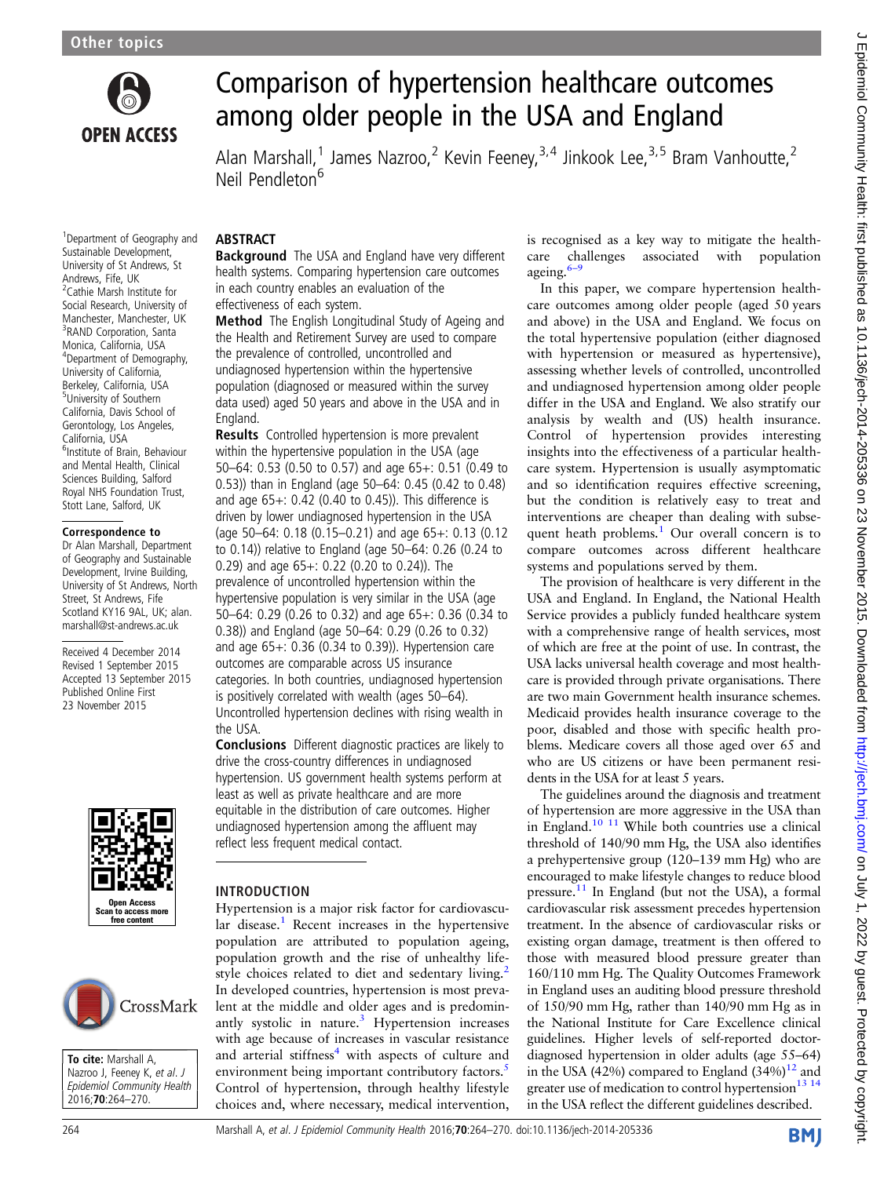# Comparison of hypertension healthcare outcomes among older people in the USA and England

Alan Marshall,[1] James Nazroo,[2] Kevin Feeney,[3,4] Jinkook Lee,[3,5] Bram Vanhoutte,[2] Neil Pendleton[6]

[1]Department of Geography and Sustainable Development, University of St Andrews, St Andrews, Fife, UK
[2]Cathie Marsh Institute for Social Research, University of Manchester, Manchester, UK
[3]RAND Corporation, Santa Monica, California, USA
[4]Department of Demography, University of California, Berkeley, California, USA
[5]University of Southern California, Davis School of Gerontology, Los Angeles, California, USA
[6]Institute of Brain, Behaviour and Mental Health, Clinical Sciences Building, Salford Royal NHS Foundation Trust, Stott Lane, Salford, UK

**Correspondence to**
Dr Alan Marshall, Department of Geography and Sustainable Development, Irvine Building, University of St Andrews, North Street, St Andrews, Fife Scotland KY16 9AL, UK; alan.marshall@st-andrews.ac.uk

Received 4 December 2014
Revised 1 September 2015
Accepted 13 September 2015
Published Online First 23 November 2015

**To cite:** Marshall A, Nazroo J, Feeney K, *et al*. *J Epidemiol Community Health* 2016;**70**:264–270.

## ABSTRACT

**Background** The USA and England have very different health systems. Comparing hypertension care outcomes in each country enables an evaluation of the effectiveness of each system.

**Method** The English Longitudinal Study of Ageing and the Health and Retirement Survey are used to compare the prevalence of controlled, uncontrolled and undiagnosed hypertension within the hypertensive population (diagnosed or measured within the survey data used) aged 50 years and above in the USA and in England.

**Results** Controlled hypertension is more prevalent within the hypertensive population in the USA (age 50–64: 0.53 (0.50 to 0.57) and age 65+: 0.51 (0.49 to 0.53)) than in England (age 50–64: 0.45 (0.42 to 0.48) and age 65+: 0.42 (0.40 to 0.45)). This difference is driven by lower undiagnosed hypertension in the USA (age 50–64: 0.18 (0.15–0.21) and age 65+: 0.13 (0.12 to 0.14)) relative to England (age 50–64: 0.26 (0.24 to 0.29) and age 65+: 0.22 (0.20 to 0.24)). The prevalence of uncontrolled hypertension within the hypertensive population is very similar in the USA (age 50–64: 0.29 (0.26 to 0.32) and age 65+: 0.36 (0.34 to 0.38)) and England (age 50–64: 0.29 (0.26 to 0.32) and age 65+: 0.36 (0.34 to 0.39)). Hypertension care outcomes are comparable across US insurance categories. In both countries, undiagnosed hypertension is positively correlated with wealth (ages 50–64). Uncontrolled hypertension declines with rising wealth in the USA.

**Conclusions** Different diagnostic practices are likely to drive the cross-country differences in undiagnosed hypertension. US government health systems perform at least as well as private healthcare and are more equitable in the distribution of care outcomes. Higher undiagnosed hypertension among the affluent may reflect less frequent medical contact.

## INTRODUCTION

Hypertension is a major risk factor for cardiovascular disease.[1] Recent increases in the hypertensive population are attributed to population ageing, population growth and the rise of unhealthy lifestyle choices related to diet and sedentary living.[2] In developed countries, hypertension is most prevalent at the middle and older ages and is predominantly systolic in nature.[3] Hypertension increases with age because of increases in vascular resistance and arterial stiffness[4] with aspects of culture and environment being important contributory factors.[5] Control of hypertension, through healthy lifestyle choices and, where necessary, medical intervention, is recognised as a key way to mitigate the healthcare challenges associated with population ageing.[6–9]

In this paper, we compare hypertension healthcare outcomes among older people (aged 50 years and above) in the USA and England. We focus on the total hypertensive population (either diagnosed with hypertension or measured as hypertensive), assessing whether levels of controlled, uncontrolled and undiagnosed hypertension among older people differ in the USA and England. We also stratify our analysis by wealth and (US) health insurance. Control of hypertension provides interesting insights into the effectiveness of a particular healthcare system. Hypertension is usually asymptomatic and so identification requires effective screening, but the condition is relatively easy to treat and interventions are cheaper than dealing with subsequent heath problems.[1] Our overall concern is to compare outcomes across different healthcare systems and populations served by them.

The provision of healthcare is very different in the USA and England. In England, the National Health Service provides a publicly funded healthcare system with a comprehensive range of health services, most of which are free at the point of use. In contrast, the USA lacks universal health coverage and most healthcare is provided through private organisations. There are two main Government health insurance schemes. Medicaid provides health insurance coverage to the poor, disabled and those with specific health problems. Medicare covers all those aged over 65 and who are US citizens or have been permanent residents in the USA for at least 5 years.

The guidelines around the diagnosis and treatment of hypertension are more aggressive in the USA than in England.[10,11] While both countries use a clinical threshold of 140/90 mm Hg, the USA also identifies a prehypertensive group (120–139 mm Hg) who are encouraged to make lifestyle changes to reduce blood pressure.[11] In England (but not the USA), a formal cardiovascular risk assessment precedes hypertension treatment. In the absence of cardiovascular risks or existing organ damage, treatment is then offered to those with measured blood pressure greater than 160/110 mm Hg. The Quality Outcomes Framework in England uses an auditing blood pressure threshold of 150/90 mm Hg, rather than 140/90 mm Hg as in the National Institute for Care Excellence clinical guidelines. Higher levels of self-reported doctor-diagnosed hypertension in older adults (age 55–64) in the USA (42%) compared to England (34%)[12] and greater use of medication to control hypertension[13,14] in the USA reflect the different guidelines described.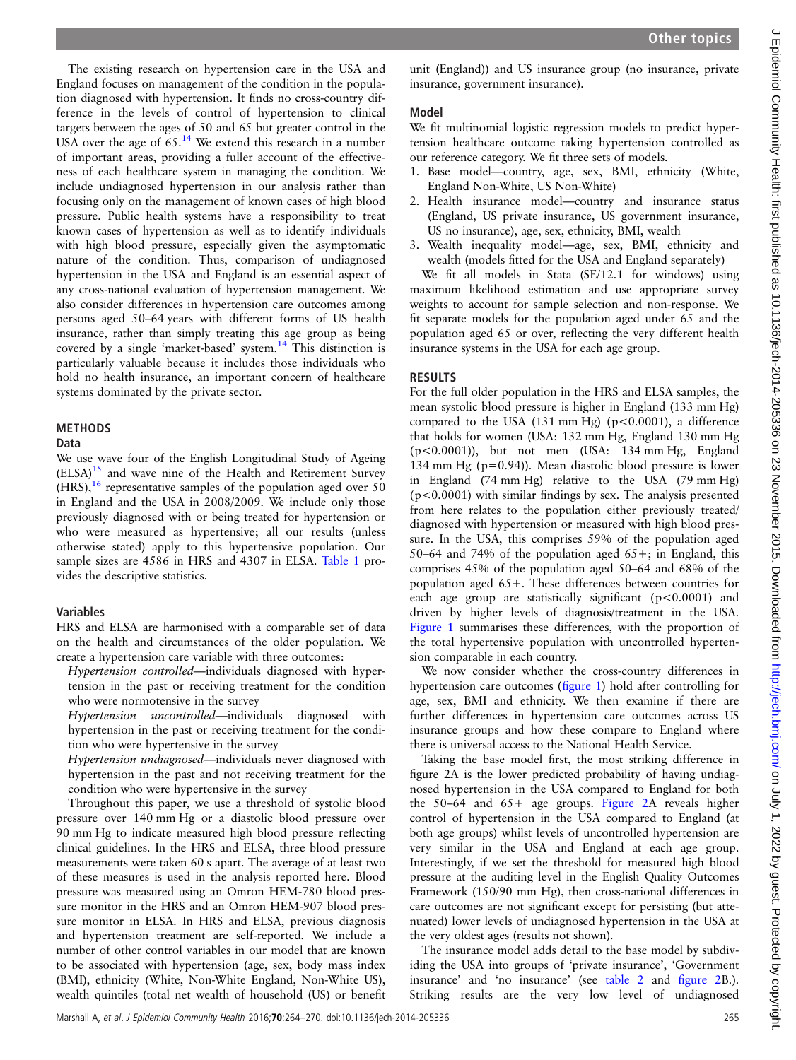The existing research on hypertension care in the USA and England focuses on management of the condition in the population diagnosed with hypertension. It finds no cross-country difference in the levels of control of hypertension to clinical targets between the ages of 50 and 65 but greater control in the USA over the age of 65.[14] We extend this research in a number of important areas, providing a fuller account of the effectiveness of each healthcare system in managing the condition. We include undiagnosed hypertension in our analysis rather than focusing only on the management of known cases of high blood pressure. Public health systems have a responsibility to treat known cases of hypertension as well as to identify individuals with high blood pressure, especially given the asymptomatic nature of the condition. Thus, comparison of undiagnosed hypertension in the USA and England is an essential aspect of any cross-national evaluation of hypertension management. We also consider differences in hypertension care outcomes among persons aged 50–64 years with different forms of US health insurance, rather than simply treating this age group as being covered by a single 'market-based' system.[14] This distinction is particularly valuable because it includes those individuals who hold no health insurance, an important concern of healthcare systems dominated by the private sector.

## METHODS

### Data

We use wave four of the English Longitudinal Study of Ageing (ELSA)[15] and wave nine of the Health and Retirement Survey (HRS),[16] representative samples of the population aged over 50 in England and the USA in 2008/2009. We include only those previously diagnosed with or being treated for hypertension or who were measured as hypertensive; all our results (unless otherwise stated) apply to this hypertensive population. Our sample sizes are 4586 in HRS and 4307 in ELSA. Table 1 provides the descriptive statistics.

### Variables

HRS and ELSA are harmonised with a comparable set of data on the health and circumstances of the older population. We create a hypertension care variable with three outcomes:

*Hypertension controlled*—individuals diagnosed with hypertension in the past or receiving treatment for the condition who were normotensive in the survey

*Hypertension uncontrolled*—individuals diagnosed with hypertension in the past or receiving treatment for the condition who were hypertensive in the survey

*Hypertension undiagnosed*—individuals never diagnosed with hypertension in the past and not receiving treatment for the condition who were hypertensive in the survey

Throughout this paper, we use a threshold of systolic blood pressure over 140 mm Hg or a diastolic blood pressure over 90 mm Hg to indicate measured high blood pressure reflecting clinical guidelines. In the HRS and ELSA, three blood pressure measurements were taken 60 s apart. The average of at least two of these measures is used in the analysis reported here. Blood pressure was measured using an Omron HEM-780 blood pressure monitor in the HRS and an Omron HEM-907 blood pressure monitor in ELSA. In HRS and ELSA, previous diagnosis and hypertension treatment are self-reported. We include a number of other control variables in our model that are known to be associated with hypertension (age, sex, body mass index (BMI), ethnicity (White, Non-White England, Non-White US), wealth quintiles (total net wealth of household (US) or benefit unit (England)) and US insurance group (no insurance, private insurance, government insurance).

### Model

We fit multinomial logistic regression models to predict hypertension healthcare outcome taking hypertension controlled as our reference category. We fit three sets of models.

1. Base model—country, age, sex, BMI, ethnicity (White, England Non-White, US Non-White)
2. Health insurance model—country and insurance status (England, US private insurance, US government insurance, US no insurance), age, sex, ethnicity, BMI, wealth
3. Wealth inequality model—age, sex, BMI, ethnicity and wealth (models fitted for the USA and England separately)

We fit all models in Stata (SE/12.1 for windows) using maximum likelihood estimation and use appropriate survey weights to account for sample selection and non-response. We fit separate models for the population aged under 65 and the population aged 65 or over, reflecting the very different health insurance systems in the USA for each age group.

## RESULTS

For the full older population in the HRS and ELSA samples, the mean systolic blood pressure is higher in England (133 mm Hg) compared to the USA (131 mm Hg) ($p<0.0001$), a difference that holds for women (USA: 132 mm Hg, England 130 mm Hg ($p<0.0001$)), but not men (USA: 134 mm Hg, England 134 mm Hg ($p=0.94$)). Mean diastolic blood pressure is lower in England (74 mm Hg) relative to the USA (79 mm Hg) ($p<0.0001$) with similar findings by sex. The analysis presented from here relates to the population either previously treated/diagnosed with hypertension or measured with high blood pressure. In the USA, this comprises 59% of the population aged 50–64 and 74% of the population aged 65+; in England, this comprises 45% of the population aged 50–64 and 68% of the population aged 65+. These differences between countries for each age group are statistically significant ($p<0.0001$) and driven by higher levels of diagnosis/treatment in the USA. Figure 1 summarises these differences, with the proportion of the total hypertensive population with uncontrolled hypertension comparable in each country.

We now consider whether the cross-country differences in hypertension care outcomes (figure 1) hold after controlling for age, sex, BMI and ethnicity. We then examine if there are further differences in hypertension care outcomes across US insurance groups and how these compare to England where there is universal access to the National Health Service.

Taking the base model first, the most striking difference in figure 2A is the lower predicted probability of having undiagnosed hypertension in the USA compared to England for both the 50–64 and 65+ age groups. Figure 2A reveals higher control of hypertension in the USA compared to England (at both age groups) whilst levels of uncontrolled hypertension are very similar in the USA and England at each age group. Interestingly, if we set the threshold for measured high blood pressure at the auditing level in the English Quality Outcomes Framework (150/90 mm Hg), then cross-national differences in care outcomes are not significant except for persisting (but attenuated) lower levels of undiagnosed hypertension in the USA at the very oldest ages (results not shown).

The insurance model adds detail to the base model by subdividing the USA into groups of 'private insurance', 'Government insurance' and 'no insurance' (see table 2 and figure 2B.). Striking results are the very low level of undiagnosed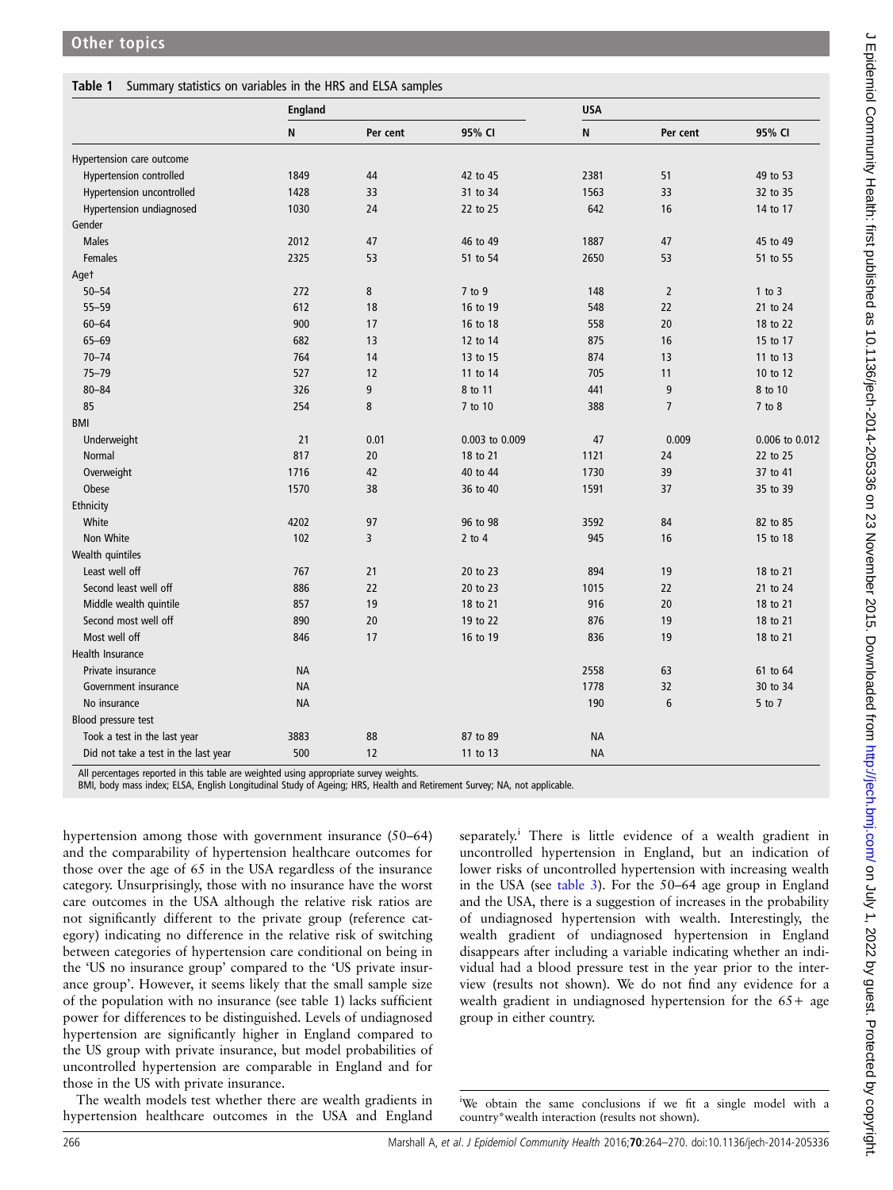**Table 1** Summary statistics on variables in the HRS and ELSA samples

| | England | | | USA | | |
|---|---|---|---|---|---|---|
| | N | Per cent | 95% CI | N | Per cent | 95% CI |
| Hypertension care outcome | | | | | | |
| Hypertension controlled | 1849 | 44 | 42 to 45 | 2381 | 51 | 49 to 53 |
| Hypertension uncontrolled | 1428 | 33 | 31 to 34 | 1563 | 33 | 32 to 35 |
| Hypertension undiagnosed | 1030 | 24 | 22 to 25 | 642 | 16 | 14 to 17 |
| Gender | | | | | | |
| Males | 2012 | 47 | 46 to 49 | 1887 | 47 | 45 to 49 |
| Females | 2325 | 53 | 51 to 54 | 2650 | 53 | 51 to 55 |
| Age† | | | | | | |
| 50–54 | 272 | 8 | 7 to 9 | 148 | 2 | 1 to 3 |
| 55–59 | 612 | 18 | 16 to 19 | 548 | 22 | 21 to 24 |
| 60–64 | 900 | 17 | 16 to 18 | 558 | 20 | 18 to 22 |
| 65–69 | 682 | 13 | 12 to 14 | 875 | 16 | 15 to 17 |
| 70–74 | 764 | 14 | 13 to 15 | 874 | 13 | 11 to 13 |
| 75–79 | 527 | 12 | 11 to 14 | 705 | 11 | 10 to 12 |
| 80–84 | 326 | 9 | 8 to 11 | 441 | 9 | 8 to 10 |
| 85 | 254 | 8 | 7 to 10 | 388 | 7 | 7 to 8 |
| BMI | | | | | | |
| Underweight | 21 | 0.01 | 0.003 to 0.009 | 47 | 0.009 | 0.006 to 0.012 |
| Normal | 817 | 20 | 18 to 21 | 1121 | 24 | 22 to 25 |
| Overweight | 1716 | 42 | 40 to 44 | 1730 | 39 | 37 to 41 |
| Obese | 1570 | 38 | 36 to 40 | 1591 | 37 | 35 to 39 |
| Ethnicity | | | | | | |
| White | 4202 | 97 | 96 to 98 | 3592 | 84 | 82 to 85 |
| Non White | 102 | 3 | 2 to 4 | 945 | 16 | 15 to 18 |
| Wealth quintiles | | | | | | |
| Least well off | 767 | 21 | 20 to 23 | 894 | 19 | 18 to 21 |
| Second least well off | 886 | 22 | 20 to 23 | 1015 | 22 | 21 to 24 |
| Middle wealth quintile | 857 | 19 | 18 to 21 | 916 | 20 | 18 to 21 |
| Second most well off | 890 | 20 | 19 to 22 | 876 | 19 | 18 to 21 |
| Most well off | 846 | 17 | 16 to 19 | 836 | 19 | 18 to 21 |
| Health Insurance | | | | | | |
| Private insurance | NA | | | 2558 | 63 | 61 to 64 |
| Government insurance | NA | | | 1778 | 32 | 30 to 34 |
| No insurance | NA | | | 190 | 6 | 5 to 7 |
| Blood pressure test | | | | | | |
| Took a test in the last year | 3883 | 88 | 87 to 89 | NA | | |
| Did not take a test in the last year | 500 | 12 | 11 to 13 | NA | | |

All percentages reported in this table are weighted using appropriate survey weights.
BMI, body mass index; ELSA, English Longitudinal Study of Ageing; HRS, Health and Retirement Survey; NA, not applicable.

hypertension among those with government insurance (50–64) and the comparability of hypertension healthcare outcomes for those over the age of 65 in the USA regardless of the insurance category. Unsurprisingly, those with no insurance have the worst care outcomes in the USA although the relative risk ratios are not significantly different to the private group (reference category) indicating no difference in the relative risk of switching between categories of hypertension care conditional on being in the 'US no insurance group' compared to the 'US private insurance group'. However, it seems likely that the small sample size of the population with no insurance (see table 1) lacks sufficient power for differences to be distinguished. Levels of undiagnosed hypertension are significantly higher in England compared to the US group with private insurance, but model probabilities of uncontrolled hypertension are comparable in England and for those in the US with private insurance.

The wealth models test whether there are wealth gradients in hypertension healthcare outcomes in the USA and England separately.[i] There is little evidence of a wealth gradient in uncontrolled hypertension in England, but an indication of lower risks of uncontrolled hypertension with increasing wealth in the USA (see table 3). For the 50–64 age group in England and the USA, there is a suggestion of increases in the probability of undiagnosed hypertension with wealth. Interestingly, the wealth gradient of undiagnosed hypertension in England disappears after including a variable indicating whether an individual had a blood pressure test in the year prior to the interview (results not shown). We do not find any evidence for a wealth gradient in undiagnosed hypertension for the 65+ age group in either country.

[i] We obtain the same conclusions if we fit a single model with a country*wealth interaction (results not shown).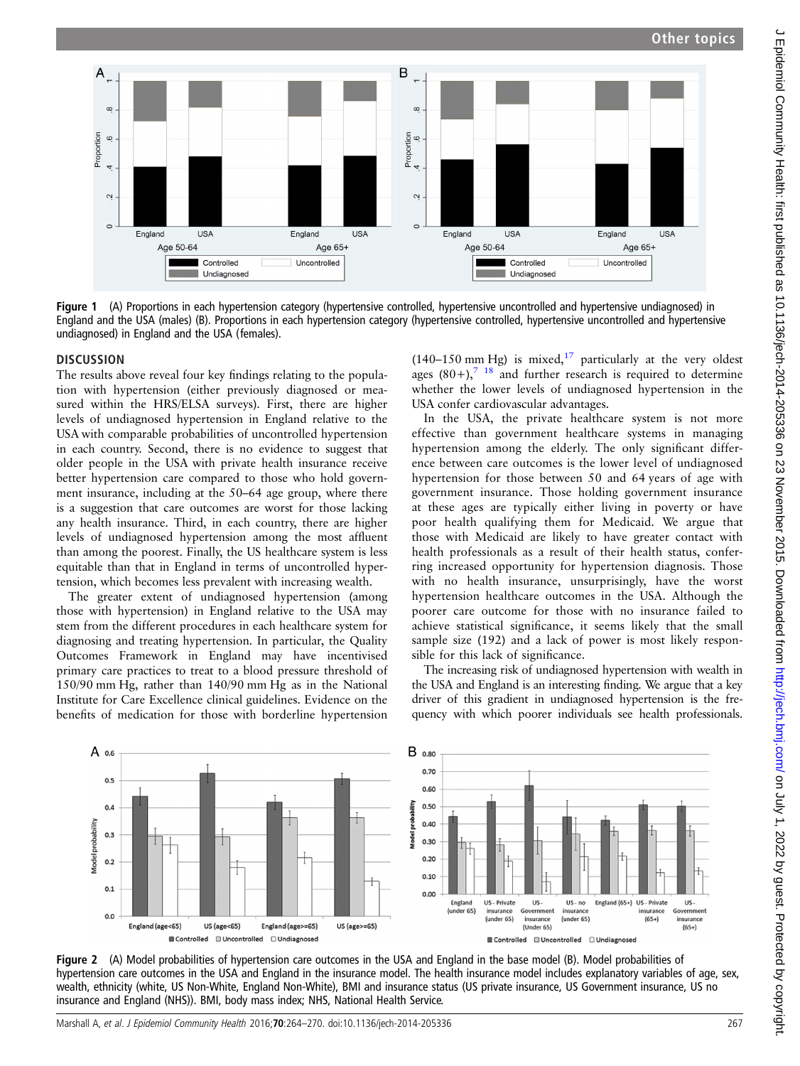Figure 1 (A) Proportions in each hypertension category (hypertensive controlled, hypertensive uncontrolled and hypertensive undiagnosed) in England and the USA (males) (B). Proportions in each hypertension category (hypertensive controlled, hypertensive uncontrolled and hypertensive undiagnosed) in England and the USA (females).

## DISCUSSION

The results above reveal four key findings relating to the population with hypertension (either previously diagnosed or measured within the HRS/ELSA surveys). First, there are higher levels of undiagnosed hypertension in England relative to the USA with comparable probabilities of uncontrolled hypertension in each country. Second, there is no evidence to suggest that older people in the USA with private health insurance receive better hypertension care compared to those who hold government insurance, including at the 50–64 age group, where there is a suggestion that care outcomes are worst for those lacking any health insurance. Third, in each country, there are higher levels of undiagnosed hypertension among the most affluent than among the poorest. Finally, the US healthcare system is less equitable than that in England in terms of uncontrolled hypertension, which becomes less prevalent with increasing wealth.

The greater extent of undiagnosed hypertension (among those with hypertension) in England relative to the USA may stem from the different procedures in each healthcare system for diagnosing and treating hypertension. In particular, the Quality Outcomes Framework in England may have incentivised primary care practices to treat to a blood pressure threshold of 150/90 mm Hg, rather than 140/90 mm Hg as in the National Institute for Care Excellence clinical guidelines. Evidence on the benefits of medication for those with borderline hypertension (140–150 mm Hg) is mixed,[17] particularly at the very oldest ages (80+),[7 18] and further research is required to determine whether the lower levels of undiagnosed hypertension in the USA confer cardiovascular advantages.

In the USA, the private healthcare system is not more effective than government healthcare systems in managing hypertension among the elderly. The only significant difference between care outcomes is the lower level of undiagnosed hypertension for those between 50 and 64 years of age with government insurance. Those holding government insurance at these ages are typically either living in poverty or have poor health qualifying them for Medicaid. We argue that those with Medicaid are likely to have greater contact with health professionals as a result of their health status, conferring increased opportunity for hypertension diagnosis. Those with no health insurance, unsurprisingly, have the worst hypertension healthcare outcomes in the USA. Although the poorer care outcome for those with no insurance failed to achieve statistical significance, it seems likely that the small sample size (192) and a lack of power is most likely responsible for this lack of significance.

The increasing risk of undiagnosed hypertension with wealth in the USA and England is an interesting finding. We argue that a key driver of this gradient in undiagnosed hypertension is the frequency with which poorer individuals see health professionals.

Figure 2 (A) Model probabilities of hypertension care outcomes in the USA and England in the base model (B). Model probabilities of hypertension care outcomes in the USA and England in the insurance model. The health insurance model includes explanatory variables of age, sex, wealth, ethnicity (white, US Non-White, England Non-White), BMI and insurance status (US private insurance, US Government insurance, US no insurance and England (NHS)). BMI, body mass index; NHS, National Health Service.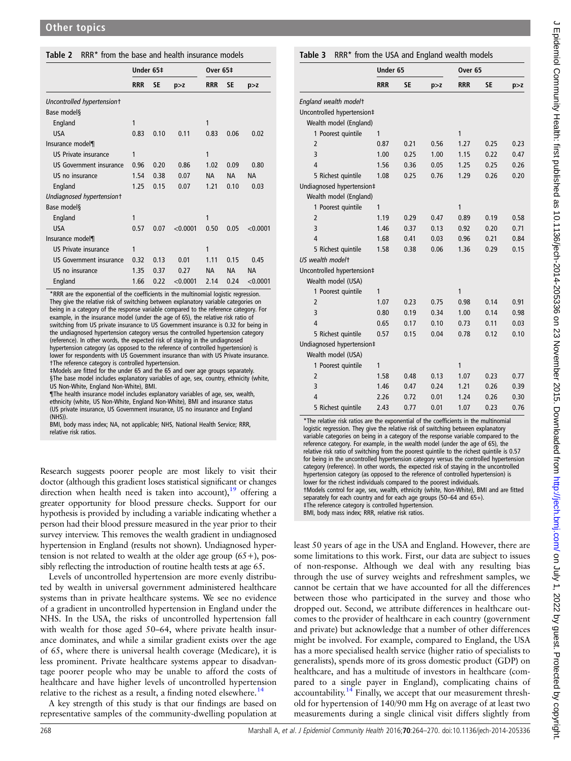**Table 2** RRR* from the base and health insurance models

| | Under 65‡ | | | Over 65‡ | | |
|---|---|---|---|---|---|---|
| | RRR | SE | p>z | RRR | SE | p>z |
| *Uncontrolled hypertension†* | | | | | | |
| Base model§ | | | | | | |
| England | 1 | | | 1 | | |
| USA | 0.83 | 0.10 | 0.11 | 0.83 | 0.06 | 0.02 |
| Insurance model¶ | | | | | | |
| US Private insurance | 1 | | | 1 | | |
| US Government insurance | 0.96 | 0.20 | 0.86 | 1.02 | 0.09 | 0.80 |
| US no insurance | 1.54 | 0.38 | 0.07 | NA | NA | NA |
| England | 1.25 | 0.15 | 0.07 | 1.21 | 0.10 | 0.03 |
| *Undiagnosed hypertension†* | | | | | | |
| Base model§ | | | | | | |
| England | 1 | | | 1 | | |
| USA | 0.57 | 0.07 | <0.0001 | 0.50 | 0.05 | <0.0001 |
| Insurance model¶ | | | | | | |
| US Private insurance | 1 | | | 1 | | |
| US Government insurance | 0.32 | 0.13 | 0.01 | 1.11 | 0.15 | 0.45 |
| US no insurance | 1.35 | 0.37 | 0.27 | NA | NA | NA |
| England | 1.66 | 0.22 | <0.0001 | 2.14 | 0.24 | <0.0001 |

*RRR are the exponential of the coefficients in the multinomial logistic regression. They give the relative risk of switching between explanatory variable categories on being in a category of the response variable compared to the reference category. For example, in the insurance model (under the age of 65), the relative risk ratio of switching from US private insurance to US Government insurance is 0.32 for being in the undiagnosed hypertension category versus the controlled hypertension category (reference). In other words, the expected risk of staying in the undiagnosed hypertension category (as opposed to the reference of controlled hypertension) is lower for respondents with US Government insurance than with US Private insurance.
†The reference category is controlled hypertension.
‡Models are fitted for the under 65 and the 65 and over age groups separately.
§The base model includes explanatory variables of age, sex, country, ethnicity (white, US Non-White, England Non-White), BMI.
¶The health insurance model includes explanatory variables of age, sex, wealth, ethnicity (white, US Non-White, England Non-White), BMI and insurance status (US private insurance, US Government insurance, US no insurance and England (NHS)).
BMI, body mass index; NA, not applicable; NHS, National Health Service; RRR, relative risk ratios.

**Table 3** RRR* from the USA and England wealth models

| | Under 65 | | | Over 65 | | |
|---|---|---|---|---|---|---|
| | RRR | SE | p>z | RRR | SE | p>z |
| *England wealth model†* | | | | | | |
| Uncontrolled hypertension‡ | | | | | | |
| Wealth model (England) | | | | | | |
| 1 Poorest quintile | 1 | | | 1 | | |
| 2 | 0.87 | 0.21 | 0.56 | 1.27 | 0.25 | 0.23 |
| 3 | 1.00 | 0.25 | 1.00 | 1.15 | 0.22 | 0.47 |
| 4 | 1.56 | 0.36 | 0.05 | 1.25 | 0.25 | 0.26 |
| 5 Richest quintile | 1.08 | 0.25 | 0.76 | 1.29 | 0.26 | 0.20 |
| Undiagnosed hypertension‡ | | | | | | |
| Wealth model (England) | | | | | | |
| 1 Poorest quintile | 1 | | | 1 | | |
| 2 | 1.19 | 0.29 | 0.47 | 0.89 | 0.19 | 0.58 |
| 3 | 1.46 | 0.37 | 0.13 | 0.92 | 0.20 | 0.71 |
| 4 | 1.68 | 0.41 | 0.03 | 0.96 | 0.21 | 0.84 |
| 5 Richest quintile | 1.58 | 0.38 | 0.06 | 1.36 | 0.29 | 0.15 |
| *US wealth model†* | | | | | | |
| Uncontrolled hypertension‡ | | | | | | |
| Wealth model (USA) | | | | | | |
| 1 Poorest quintile | 1 | | | 1 | | |
| 2 | 1.07 | 0.23 | 0.75 | 0.98 | 0.14 | 0.91 |
| 3 | 0.80 | 0.19 | 0.34 | 1.00 | 0.14 | 0.98 |
| 4 | 0.65 | 0.17 | 0.10 | 0.73 | 0.11 | 0.03 |
| 5 Richest quintile | 0.57 | 0.15 | 0.04 | 0.78 | 0.12 | 0.10 |
| Undiagnosed hypertension‡ | | | | | | |
| Wealth model (USA) | | | | | | |
| 1 Poorest quintile | 1 | | | 1 | | |
| 2 | 1.58 | 0.48 | 0.13 | 1.07 | 0.23 | 0.77 |
| 3 | 1.46 | 0.47 | 0.24 | 1.21 | 0.26 | 0.39 |
| 4 | 2.26 | 0.72 | 0.01 | 1.24 | 0.26 | 0.30 |
| 5 Richest quintile | 2.43 | 0.77 | 0.01 | 1.07 | 0.23 | 0.76 |

*The relative risk ratios are the exponential of the coefficients in the multinomial logistic regression. They give the relative risk of switching between explanatory variable categories on being in a category of the response variable compared to the reference category. For example, in the wealth model (under the age of 65), the relative risk ratio of switching from the poorest quintile to the richest quintile is 0.57 for being in the uncontrolled hypertension category versus the controlled hypertension category (reference). In other words, the expected risk of staying in the uncontrolled hypertension category (as opposed to the reference of controlled hypertension) is lower for the richest individuals compared to the poorest individuals.
†Models control for age, sex, wealth, ethnicity (white, Non-White), BMI and are fitted separately for each country and for each age groups (50–64 and 65+).
‡The reference category is controlled hypertension.
BMI, body mass index; RRR, relative risk ratios.

Research suggests poorer people are most likely to visit their doctor (although this gradient loses statistical significant or changes direction when health need is taken into account),[19] offering a greater opportunity for blood pressure checks. Support for our hypothesis is provided by including a variable indicating whether a person had their blood pressure measured in the year prior to their survey interview. This removes the wealth gradient in undiagnosed hypertension in England (results not shown). Undiagnosed hypertension is not related to wealth at the older age group (65+), possibly reflecting the introduction of routine health tests at age 65.

Levels of uncontrolled hypertension are more evenly distributed by wealth in universal government administered healthcare systems than in private healthcare systems. We see no evidence of a gradient in uncontrolled hypertension in England under the NHS. In the USA, the risks of uncontrolled hypertension fall with wealth for those aged 50–64, where private health insurance dominates, and while a similar gradient exists over the age of 65, where there is universal health coverage (Medicare), it is less prominent. Private healthcare systems appear to disadvantage poorer people who may be unable to afford the costs of healthcare and have higher levels of uncontrolled hypertension relative to the richest as a result, a finding noted elsewhere.[14]

A key strength of this study is that our findings are based on representative samples of the community-dwelling population at least 50 years of age in the USA and England. However, there are some limitations to this work. First, our data are subject to issues of non-response. Although we deal with any resulting bias through the use of survey weights and refreshment samples, we cannot be certain that we have accounted for all the differences between those who participated in the survey and those who dropped out. Second, we attribute differences in healthcare outcomes to the provider of healthcare in each country (government and private) but acknowledge that a number of other differences might be involved. For example, compared to England, the USA has a more specialised health service (higher ratio of specialists to generalists), spends more of its gross domestic product (GDP) on healthcare, and has a multitude of investors in healthcare (compared to a single payer in England), complicating chains of accountability.[14] Finally, we accept that our measurement threshold for hypertension of 140/90 mm Hg on average of at least two measurements during a single clinical visit differs slightly from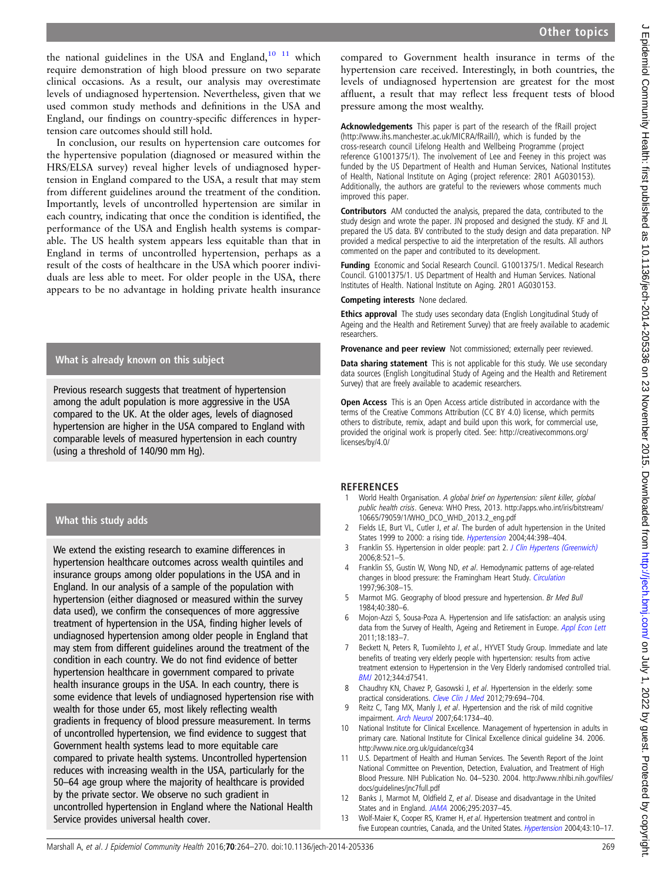the national guidelines in the USA and England,[10 11] which require demonstration of high blood pressure on two separate clinical occasions. As a result, our analysis may overestimate levels of undiagnosed hypertension. Nevertheless, given that we used common study methods and definitions in the USA and England, our findings on country-specific differences in hypertension care outcomes should still hold.

In conclusion, our results on hypertension care outcomes for the hypertensive population (diagnosed or measured within the HRS/ELSA survey) reveal higher levels of undiagnosed hypertension in England compared to the USA, a result that may stem from different guidelines around the treatment of the condition. Importantly, levels of uncontrolled hypertension are similar in each country, indicating that once the condition is identified, the performance of the USA and English health systems is comparable. The US health system appears less equitable than that in England in terms of uncontrolled hypertension, perhaps as a result of the costs of healthcare in the USA which poorer individuals are less able to meet. For older people in the USA, there appears to be no advantage in holding private health insurance compared to Government health insurance in terms of the hypertension care received. Interestingly, in both countries, the levels of undiagnosed hypertension are greatest for the most affluent, a result that may reflect less frequent tests of blood pressure among the most wealthy.

### What is already known on this subject

Previous research suggests that treatment of hypertension among the adult population is more aggressive in the USA compared to the UK. At the older ages, levels of diagnosed hypertension are higher in the USA compared to England with comparable levels of measured hypertension in each country (using a threshold of 140/90 mm Hg).

### What this study adds

We extend the existing research to examine differences in hypertension healthcare outcomes across wealth quintiles and insurance groups among older populations in the USA and in England. In our analysis of a sample of the population with hypertension (either diagnosed or measured within the survey data used), we confirm the consequences of more aggressive treatment of hypertension in the USA, finding higher levels of undiagnosed hypertension among older people in England that may stem from different guidelines around the treatment of the condition in each country. We do not find evidence of better hypertension healthcare in government compared to private health insurance groups in the USA. In each country, there is some evidence that levels of undiagnosed hypertension rise with wealth for those under 65, most likely reflecting wealth gradients in frequency of blood pressure measurement. In terms of uncontrolled hypertension, we find evidence to suggest that Government health systems lead to more equitable care compared to private health systems. Uncontrolled hypertension reduces with increasing wealth in the USA, particularly for the 50–64 age group where the majority of healthcare is provided by the private sector. We observe no such gradient in uncontrolled hypertension in England where the National Health Service provides universal health cover.

**Acknowledgements** This paper is part of the research of the fRaill project (http://www.ihs.manchester.ac.uk/MICRA/fRaill/), which is funded by the cross-research council Lifelong Health and Wellbeing Programme (project reference G1001375/1). The involvement of Lee and Feeney in this project was funded by the US Department of Health and Human Services, National Institutes of Health, National Institute on Aging (project reference: 2R01 AG030153). Additionally, the authors are grateful to the reviewers whose comments much improved this paper.

**Contributors** AM conducted the analysis, prepared the data, contributed to the study design and wrote the paper. JN proposed and designed the study. KF and JL prepared the US data. BV contributed to the study design and data preparation. NP provided a medical perspective to aid the interpretation of the results. All authors commented on the paper and contributed to its development.

**Funding** Economic and Social Research Council. G1001375/1. Medical Research Council. G1001375/1. US Department of Health and Human Services. National Institutes of Health. National Institute on Aging. 2R01 AG030153.

**Competing interests** None declared.

**Ethics approval** The study uses secondary data (English Longitudinal Study of Ageing and the Health and Retirement Survey) that are freely available to academic researchers.

**Provenance and peer review** Not commissioned; externally peer reviewed.

**Data sharing statement** This is not applicable for this study. We use secondary data sources (English Longitudinal Study of Ageing and the Health and Retirement Survey) that are freely available to academic researchers.

**Open Access** This is an Open Access article distributed in accordance with the terms of the Creative Commons Attribution (CC BY 4.0) license, which permits others to distribute, remix, adapt and build upon this work, for commercial use, provided the original work is properly cited. See: http://creativecommons.org/licenses/by/4.0/

## REFERENCES

1. World Health Organisation. *A global brief on hypertension: silent killer, global public health crisis*. Geneva: WHO Press, 2013. http://apps.who.int/iris/bitstream/10665/79059/1/WHO_DCO_WHD_2013.2_eng.pdf
2. Fields LE, Burt VL, Cutler J, *et al*. The burden of adult hypertension in the United States 1999 to 2000: a rising tide. *Hypertension* 2004;44:398–404.
3. Franklin SS. Hypertension in older people: part 2. *J Clin Hypertens (Greenwich)* 2006;8:521–5.
4. Franklin SS, Gustin W, Wong ND, *et al*. Hemodynamic patterns of age-related changes in blood pressure: the Framingham Heart Study. *Circulation* 1997;96:308–15.
5. Marmot MG. Geography of blood pressure and hypertension. *Br Med Bull* 1984;40:380–6.
6. Mojon-Azzi S, Sousa-Poza A. Hypertension and life satisfaction: an analysis using data from the Survey of Health, Ageing and Retirement in Europe. *Appl Econ Lett* 2011;18:183–7.
7. Beckett N, Peters R, Tuomilehto J, *et al*., HYVET Study Group. Immediate and late benefits of treating very elderly people with hypertension: results from active treatment extension to Hypertension in the Very Elderly randomised controlled trial. *BMJ* 2012;344:d7541.
8. Chaudhry KN, Chavez P, Gasowski J, *et al*. Hypertension in the elderly: some practical considerations. *Cleve Clin J Med* 2012;79:694–704.
9. Reitz C, Tang MX, Manly J, *et al*. Hypertension and the risk of mild cognitive impairment. *Arch Neurol* 2007;64:1734–40.
10. National Institute for Clinical Excellence. Management of hypertension in adults in primary care. National Institute for Clinical Excellence clinical guideline 34. 2006. http://www.nice.org.uk/guidance/cg34
11. U.S. Department of Health and Human Services. The Seventh Report of the Joint National Committee on Prevention, Detection, Evaluation, and Treatment of High Blood Pressure. NIH Publication No. 04–5230. 2004. http://www.nhlbi.nih.gov/files/docs/guidelines/jnc7full.pdf
12. Banks J, Marmot M, Oldfield Z, *et al*. Disease and disadvantage in the United States and in England. *JAMA* 2006;295:2037–45.
13. Wolf-Maier K, Cooper RS, Kramer H, *et al*. Hypertension treatment and control in five European countries, Canada, and the United States. *Hypertension* 2004;43:10–17.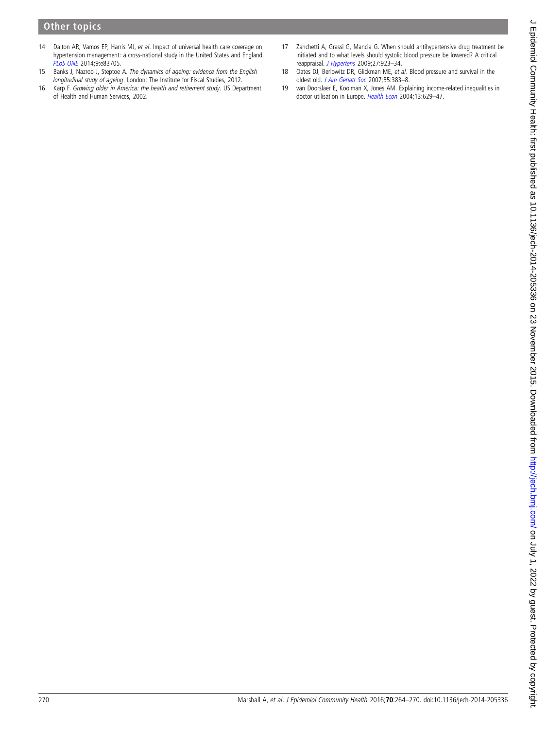14 Dalton AR, Vamos EP, Harris MJ, *et al*. Impact of universal health care coverage on hypertension management: a cross-national study in the United States and England. *PLoS ONE* 2014;9:e83705.

15 Banks J, Nazroo J, Steptoe A. *The dynamics of ageing: evidence from the English longitudinal study of ageing*. London: The Institute for Fiscal Studies, 2012.

16 Karp F. *Growing older in America: the health and retirement study*. US Department of Health and Human Services, 2002.

17 Zanchetti A, Grassi G, Mancia G. When should antihypertensive drug treatment be initiated and to what levels should systolic blood pressure be lowered? A critical reappraisal. *J Hypertens* 2009;27:923–34.

18 Oates DJ, Berlowitz DR, Glickman ME, *et al*. Blood pressure and survival in the oldest old. *J Am Geriatr Soc* 2007;55:383–8.

19 van Doorslaer E, Koolman X, Jones AM. Explaining income-related inequalities in doctor utilisation in Europe. *Health Econ* 2004;13:629–47.